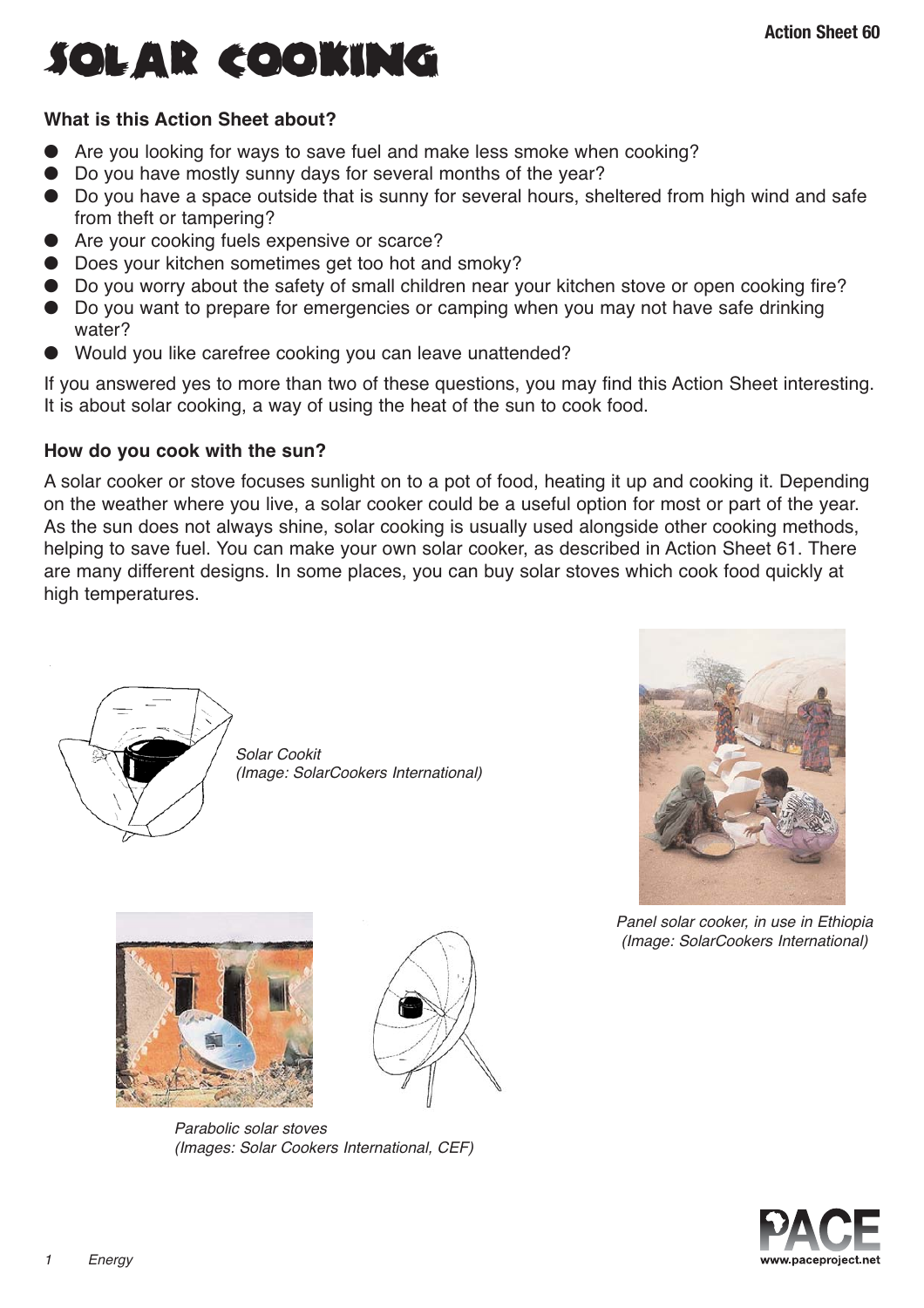# SOLAR COOKING

### What is this Action Sheet about?

- Are you looking for ways to save fuel and make less smoke when cooking?
- Do you have mostly sunny days for several months of the year?
- Do you have a space outside that is sunny for several hours, sheltered from high wind and safe from theft or tampering?
- Are your cooking fuels expensive or scarce?
- Does your kitchen sometimes get too hot and smoky?
- Do you worry about the safety of small children near your kitchen stove or open cooking fire?
- Do you want to prepare for emergencies or camping when you may not have safe drinking water?
- Would you like carefree cooking you can leave unattended?

If you answered yes to more than two of these questions, you may find this Action Sheet interesting. It is about solar cooking, a way of using the heat of the sun to cook food.

### How do you cook with the sun?

A solar cooker or stove focuses sunlight on to a pot of food, heating it up and cooking it. Depending on the weather where you live, a solar cooker could be a useful option for most or part of the year. As the sun does not always shine, solar cooking is usually used alongside other cooking methods, helping to save fuel. You can make your own solar cooker, as described in Action Sheet 61. There are many different designs. In some places, you can buy solar stoves which cook food quickly at high temperatures.

*Solar Cookit (Image: SolarCookers International)*

*Panel solar cooker, in use in Ethiopia (Image: SolarCookers International)*

*Parabolic solar stoves (Images: Solar Cookers International, CEF)*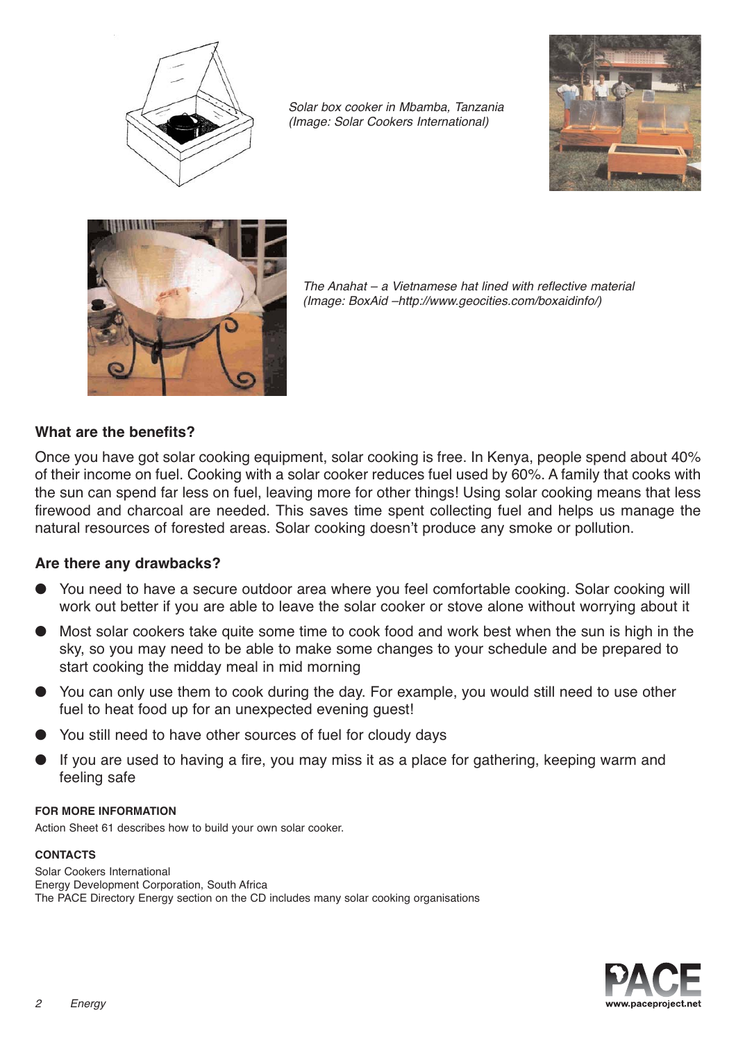*Solar box cooker in Mbamba, Tanzania (Image: Solar Cookers International)*

*The Anahat – a Vietnamese hat lined with reflective material (Image: BoxAid –http://www.geocities.com/boxaidinfo/)*

### What are the benefits?

Once you have got solar cooking equipment, solar cooking is free. In Kenya, people spend about 40% of their income on fuel. Cooking with a solar cooker reduces fuel used by 60%. A family that cooks with the sun can spend far less on fuel, leaving more for other things! Using solar cooking means that less firewood and charcoal are needed. This saves time spent collecting fuel and helps us manage the natural resources of forested areas. Solar cooking doesn't produce any smoke or pollution.

### Are there any drawbacks?

- You need to have a secure outdoor area where you feel comfortable cooking. Solar cooking will work out better if you are able to leave the solar cooker or stove alone without worrying about it
- Most solar cookers take quite some time to cook food and work best when the sun is high in the sky, so you may need to be able to make some changes to your schedule and be prepared to start cooking the midday meal in mid morning
- You can only use them to cook during the day. For example, you would still need to use other fuel to heat food up for an unexpected evening guest!
- You still need to have other sources of fuel for cloudy days
- If you are used to having a fire, you may miss it as a place for gathering, keeping warm and feeling safe

#### FOR MORE INFORMATION

Action Sheet 61 describes how to build your own solar cooker.

#### CONTACTS

Solar Cookers International
Energy Development Corporation, South Africa
The PACE Directory Energy section on the CD includes many solar cooking organisations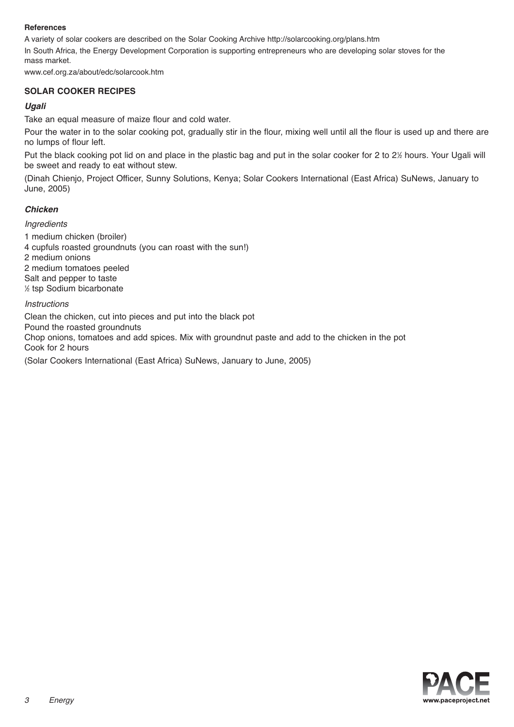**References**

A variety of solar cookers are described on the Solar Cooking Archive http://solarcooking.org/plans.htm

In South Africa, the Energy Development Corporation is supporting entrepreneurs who are developing solar stoves for the mass market.

www.cef.org.za/about/edc/solarcook.htm

## SOLAR COOKER RECIPES

### *Ugali*

Take an equal measure of maize flour and cold water.

Pour the water in to the solar cooking pot, gradually stir in the flour, mixing well until all the flour is used up and there are no lumps of flour left.

Put the black cooking pot lid on and place in the plastic bag and put in the solar cooker for 2 to 2½ hours. Your Ugali will be sweet and ready to eat without stew.

(Dinah Chienjo, Project Officer, Sunny Solutions, Kenya; Solar Cookers International (East Africa) SuNews, January to June, 2005)

### *Chicken*

*Ingredients*

1 medium chicken (broiler)
4 cupfuls roasted groundnuts (you can roast with the sun!)
2 medium onions
2 medium tomatoes peeled
Salt and pepper to taste
½ tsp Sodium bicarbonate

*Instructions*

Clean the chicken, cut into pieces and put into the black pot
Pound the roasted groundnuts
Chop onions, tomatoes and add spices. Mix with groundnut paste and add to the chicken in the pot
Cook for 2 hours

(Solar Cookers International (East Africa) SuNews, January to June, 2005)